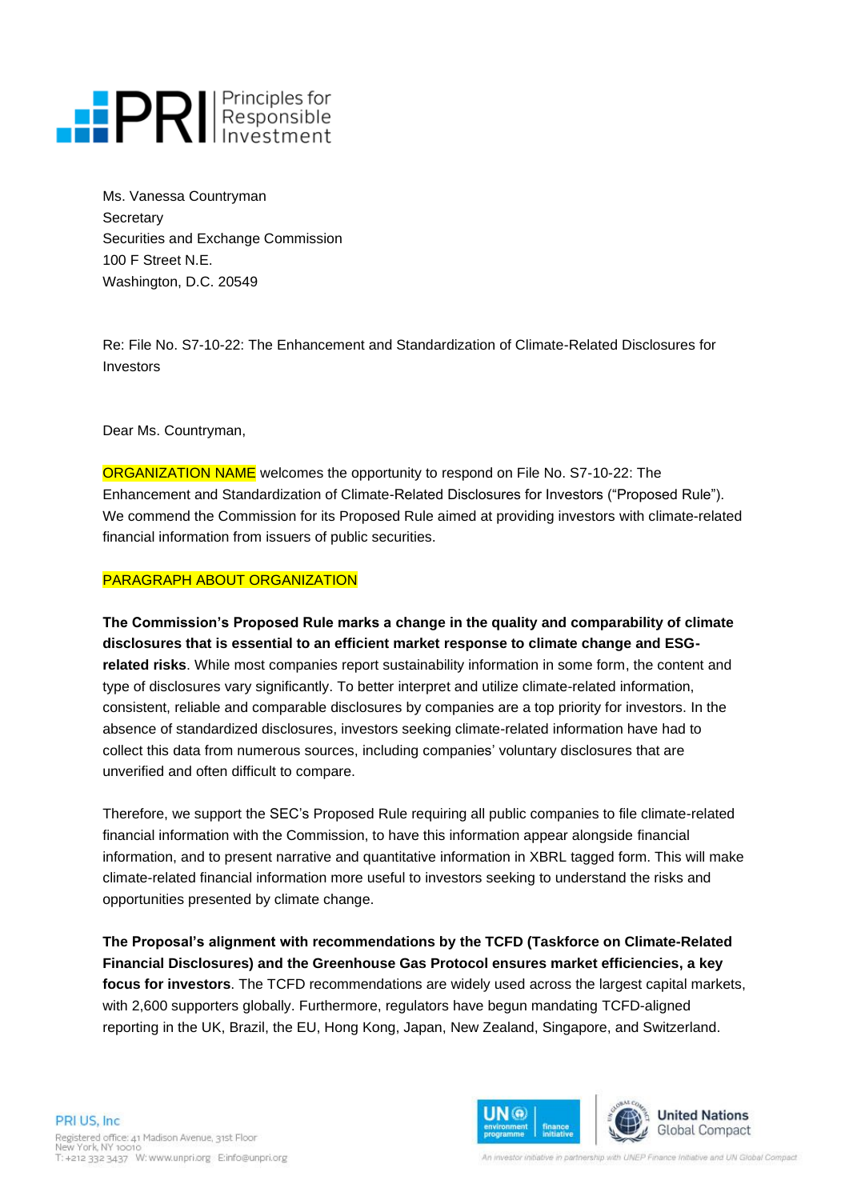Ms. Vanessa Countryman
Secretary
Securities and Exchange Commission
100 F Street N.E.
Washington, D.C. 20549

Re: File No. S7-10-22: The Enhancement and Standardization of Climate-Related Disclosures for Investors

Dear Ms. Countryman,

ORGANIZATION NAME welcomes the opportunity to respond on File No. S7-10-22: The Enhancement and Standardization of Climate-Related Disclosures for Investors ("Proposed Rule"). We commend the Commission for its Proposed Rule aimed at providing investors with climate-related financial information from issuers of public securities.

PARAGRAPH ABOUT ORGANIZATION

**The Commission's Proposed Rule marks a change in the quality and comparability of climate disclosures that is essential to an efficient market response to climate change and ESG-related risks**. While most companies report sustainability information in some form, the content and type of disclosures vary significantly. To better interpret and utilize climate-related information, consistent, reliable and comparable disclosures by companies are a top priority for investors. In the absence of standardized disclosures, investors seeking climate-related information have had to collect this data from numerous sources, including companies' voluntary disclosures that are unverified and often difficult to compare.

Therefore, we support the SEC's Proposed Rule requiring all public companies to file climate-related financial information with the Commission, to have this information appear alongside financial information, and to present narrative and quantitative information in XBRL tagged form. This will make climate-related financial information more useful to investors seeking to understand the risks and opportunities presented by climate change.

**The Proposal's alignment with recommendations by the TCFD (Taskforce on Climate-Related Financial Disclosures) and the Greenhouse Gas Protocol ensures market efficiencies, a key focus for investors**. The TCFD recommendations are widely used across the largest capital markets, with 2,600 supporters globally. Furthermore, regulators have begun mandating TCFD-aligned reporting in the UK, Brazil, the EU, Hong Kong, Japan, New Zealand, Singapore, and Switzerland.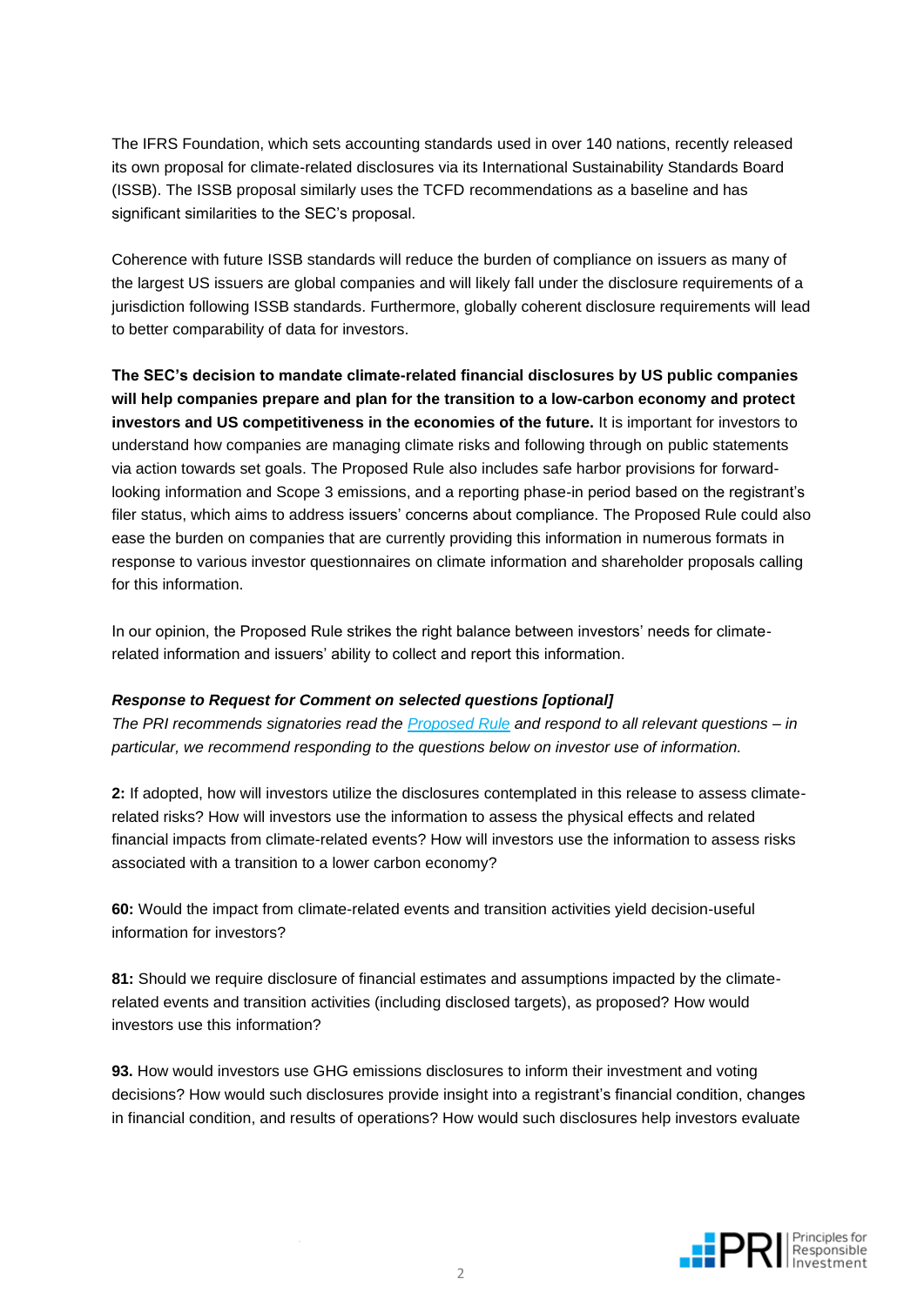The IFRS Foundation, which sets accounting standards used in over 140 nations, recently released its own proposal for climate-related disclosures via its International Sustainability Standards Board (ISSB). The ISSB proposal similarly uses the TCFD recommendations as a baseline and has significant similarities to the SEC's proposal.

Coherence with future ISSB standards will reduce the burden of compliance on issuers as many of the largest US issuers are global companies and will likely fall under the disclosure requirements of a jurisdiction following ISSB standards. Furthermore, globally coherent disclosure requirements will lead to better comparability of data for investors.

**The SEC's decision to mandate climate-related financial disclosures by US public companies will help companies prepare and plan for the transition to a low-carbon economy and protect investors and US competitiveness in the economies of the future.** It is important for investors to understand how companies are managing climate risks and following through on public statements via action towards set goals. The Proposed Rule also includes safe harbor provisions for forward-looking information and Scope 3 emissions, and a reporting phase-in period based on the registrant's filer status, which aims to address issuers' concerns about compliance. The Proposed Rule could also ease the burden on companies that are currently providing this information in numerous formats in response to various investor questionnaires on climate information and shareholder proposals calling for this information.

In our opinion, the Proposed Rule strikes the right balance between investors' needs for climate-related information and issuers' ability to collect and report this information.

***Response to Request for Comment on selected questions [optional]***

*The PRI recommends signatories read the [Proposed Rule]() and respond to all relevant questions – in particular, we recommend responding to the questions below on investor use of information.*

**2:** If adopted, how will investors utilize the disclosures contemplated in this release to assess climate-related risks? How will investors use the information to assess the physical effects and related financial impacts from climate-related events? How will investors use the information to assess risks associated with a transition to a lower carbon economy?

**60:** Would the impact from climate-related events and transition activities yield decision-useful information for investors?

**81:** Should we require disclosure of financial estimates and assumptions impacted by the climate-related events and transition activities (including disclosed targets), as proposed? How would investors use this information?

**93.** How would investors use GHG emissions disclosures to inform their investment and voting decisions? How would such disclosures provide insight into a registrant's financial condition, changes in financial condition, and results of operations? How would such disclosures help investors evaluate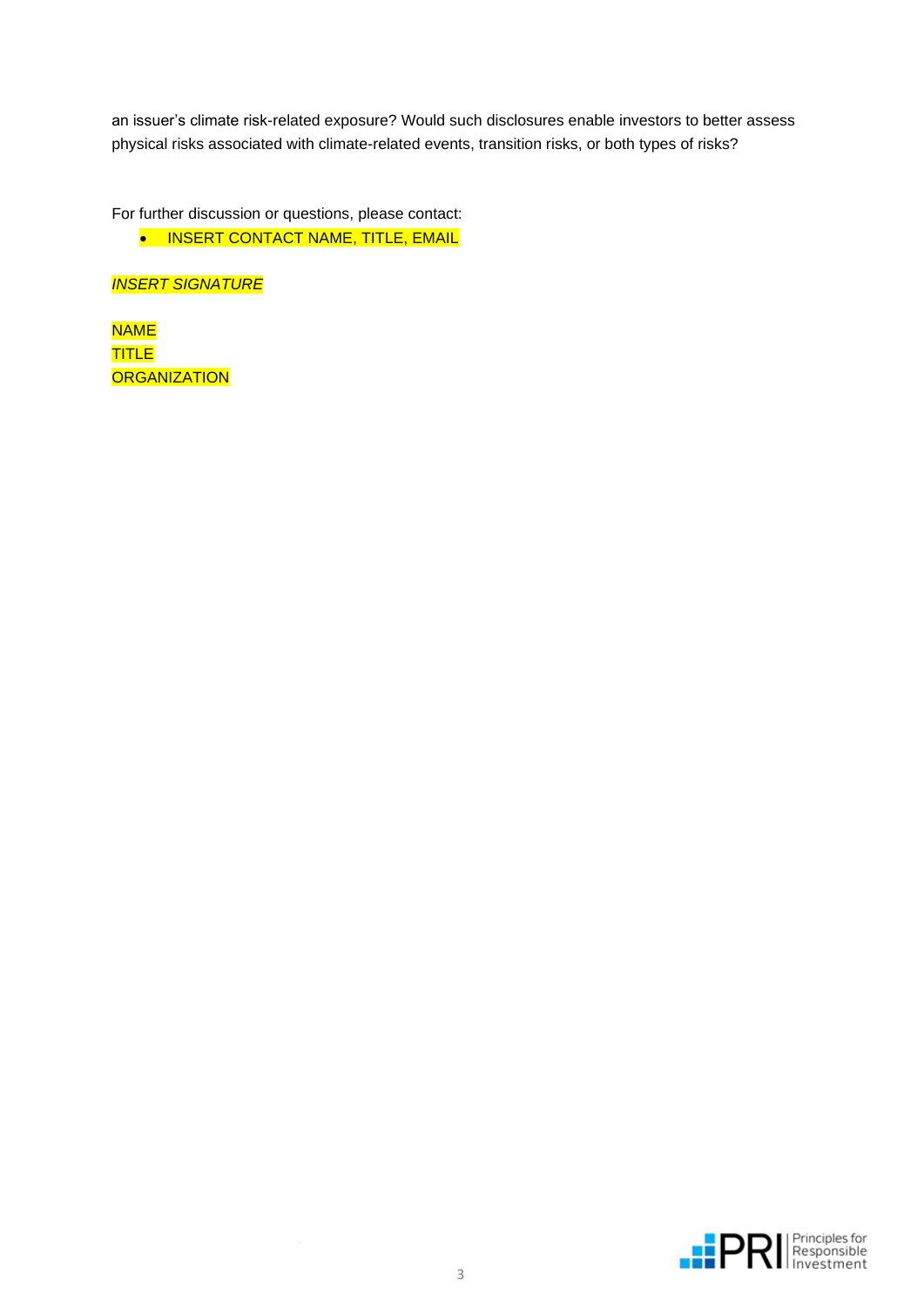an issuer's climate risk-related exposure? Would such disclosures enable investors to better assess physical risks associated with climate-related events, transition risks, or both types of risks?

For further discussion or questions, please contact:

- INSERT CONTACT NAME, TITLE, EMAIL

*INSERT SIGNATURE*

NAME
TITLE
ORGANIZATION